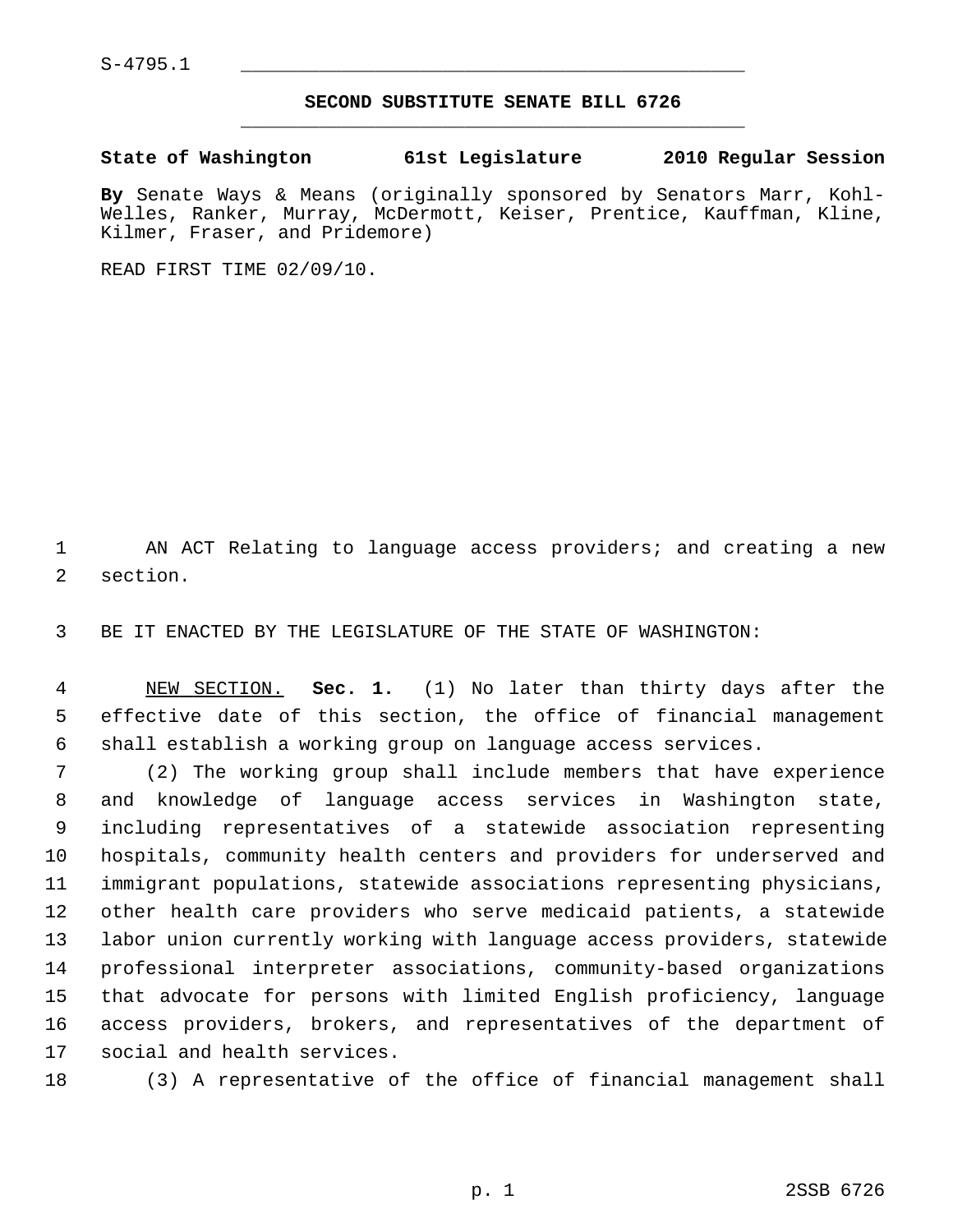S-4795.1

# SECOND SUBSTITUTE SENATE BILL 6726

**State of Washington 61st Legislature 2010 Regular Session**

**By** Senate Ways & Means (originally sponsored by Senators Marr, Kohl-Welles, Ranker, Murray, McDermott, Keiser, Prentice, Kauffman, Kline, Kilmer, Fraser, and Pridemore)

READ FIRST TIME 02/09/10.

AN ACT Relating to language access providers; and creating a new section.

BE IT ENACTED BY THE LEGISLATURE OF THE STATE OF WASHINGTON:

NEW SECTION. **Sec. 1.** (1) No later than thirty days after the effective date of this section, the office of financial management shall establish a working group on language access services.

(2) The working group shall include members that have experience and knowledge of language access services in Washington state, including representatives of a statewide association representing hospitals, community health centers and providers for underserved and immigrant populations, statewide associations representing physicians, other health care providers who serve medicaid patients, a statewide labor union currently working with language access providers, statewide professional interpreter associations, community-based organizations that advocate for persons with limited English proficiency, language access providers, brokers, and representatives of the department of social and health services.

(3) A representative of the office of financial management shall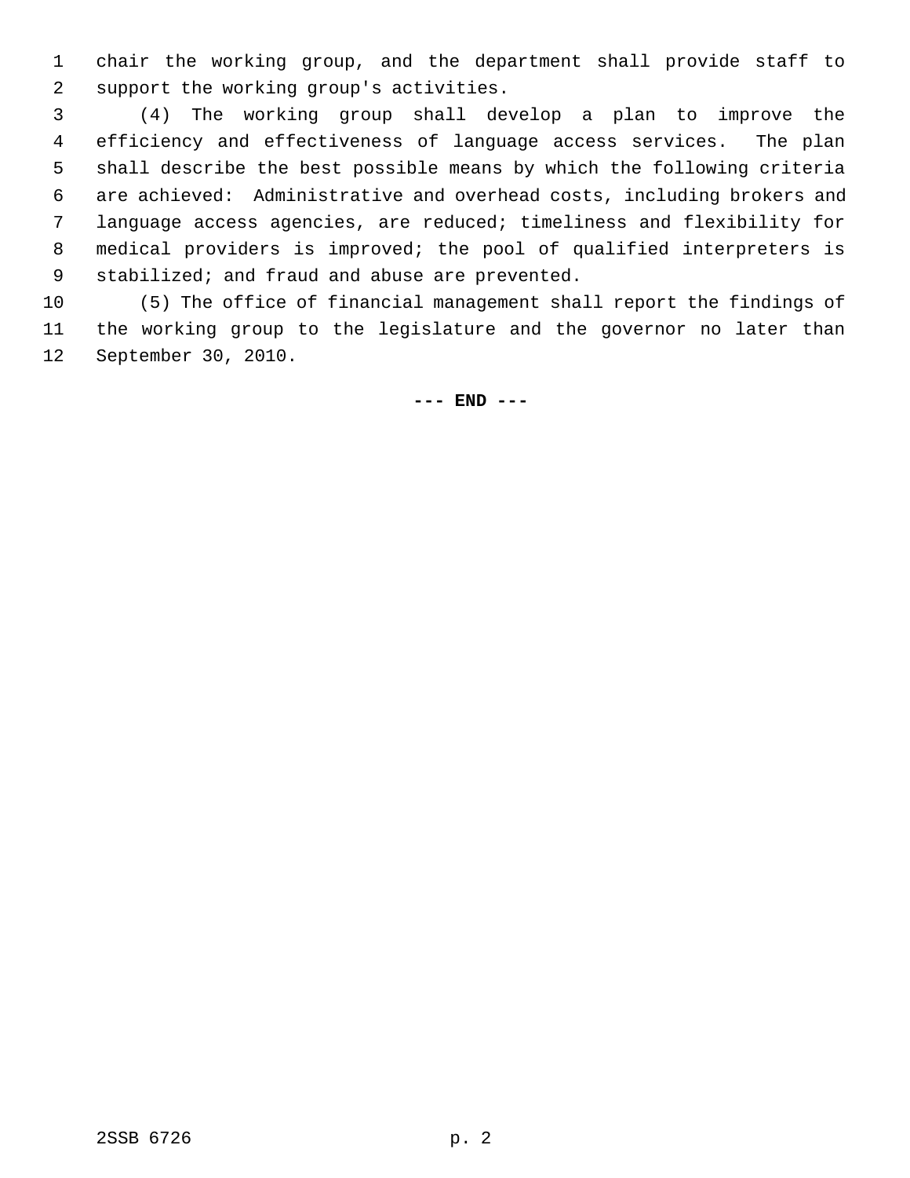chair the working group, and the department shall provide staff to support the working group's activities.

(4) The working group shall develop a plan to improve the efficiency and effectiveness of language access services. The plan shall describe the best possible means by which the following criteria are achieved: Administrative and overhead costs, including brokers and language access agencies, are reduced; timeliness and flexibility for medical providers is improved; the pool of qualified interpreters is stabilized; and fraud and abuse are prevented.

(5) The office of financial management shall report the findings of the working group to the legislature and the governor no later than September 30, 2010.

**--- END ---**